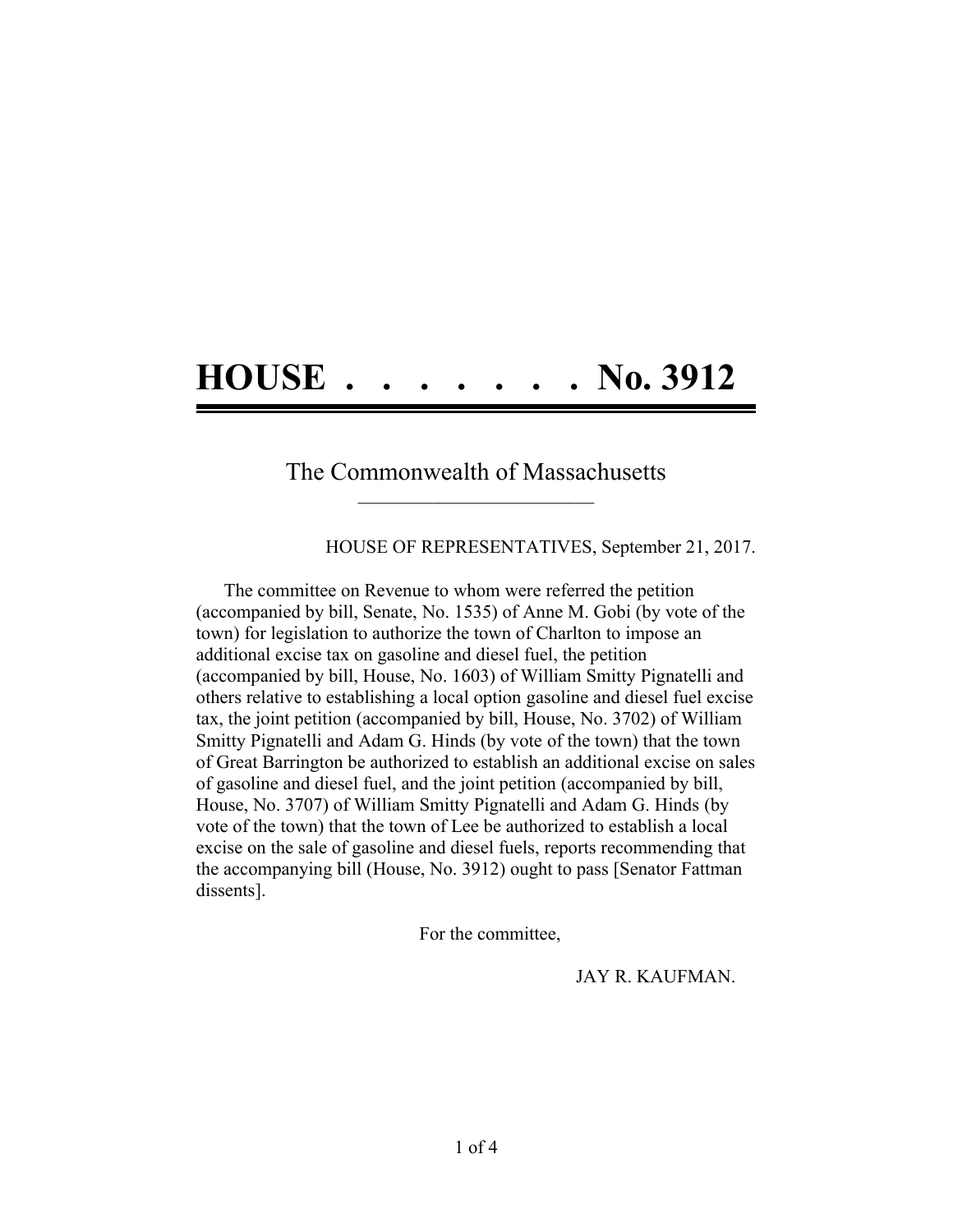# HOUSE . . . . . . . No. 3912

## The Commonwealth of Massachusetts

HOUSE OF REPRESENTATIVES, September 21, 2017.

The committee on Revenue to whom were referred the petition (accompanied by bill, Senate, No. 1535) of Anne M. Gobi (by vote of the town) for legislation to authorize the town of Charlton to impose an additional excise tax on gasoline and diesel fuel, the petition (accompanied by bill, House, No. 1603) of William Smitty Pignatelli and others relative to establishing a local option gasoline and diesel fuel excise tax, the joint petition (accompanied by bill, House, No. 3702) of William Smitty Pignatelli and Adam G. Hinds (by vote of the town) that the town of Great Barrington be authorized to establish an additional excise on sales of gasoline and diesel fuel, and the joint petition (accompanied by bill, House, No. 3707) of William Smitty Pignatelli and Adam G. Hinds (by vote of the town) that the town of Lee be authorized to establish a local excise on the sale of gasoline and diesel fuels, reports recommending that the accompanying bill (House, No. 3912) ought to pass [Senator Fattman dissents].

For the committee,

JAY R. KAUFMAN.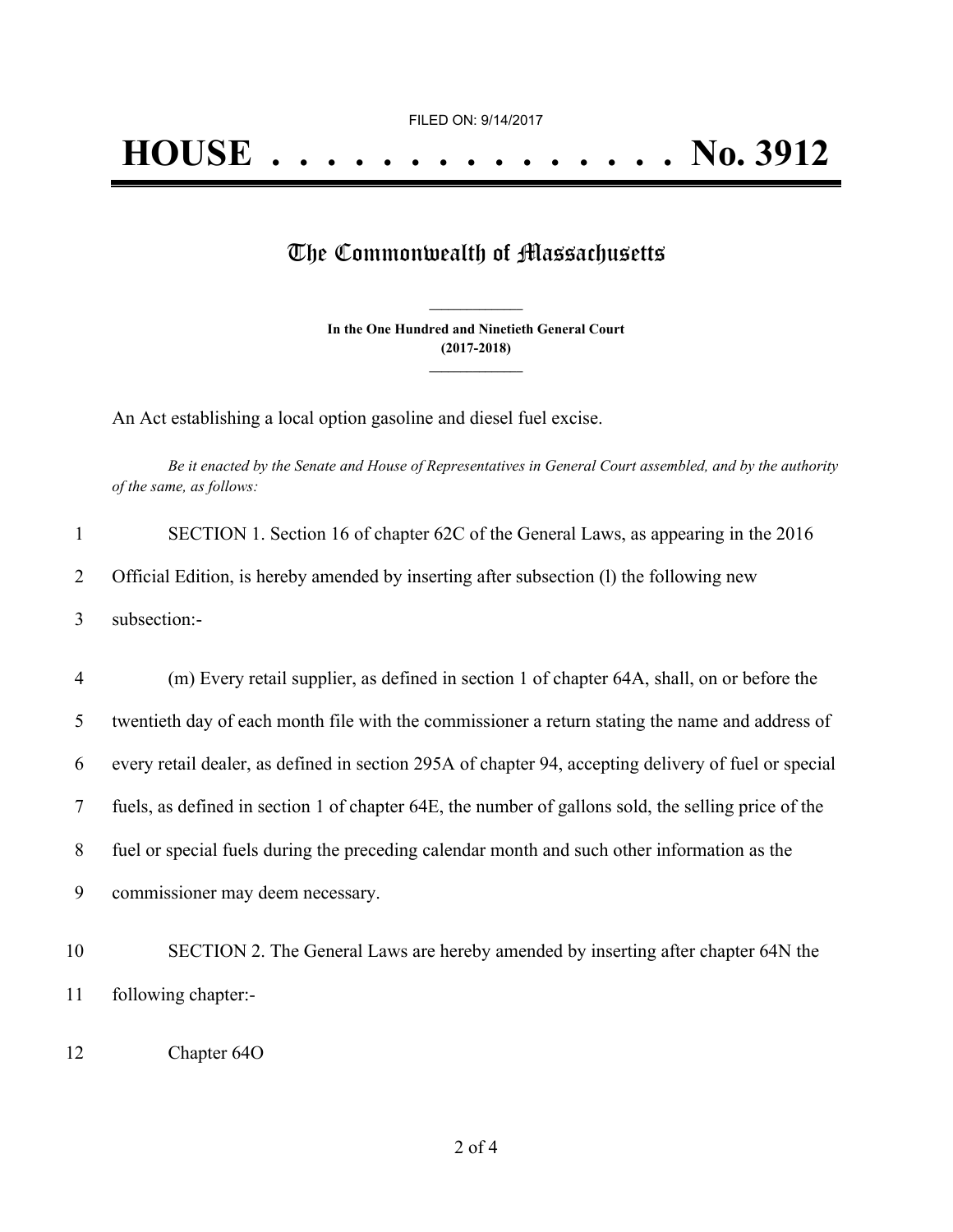FILED ON: 9/14/2017

# HOUSE . . . . . . . . . . . . . . . No. 3912

## The Commonwealth of Massachusetts

**In the One Hundred and Ninetieth General Court (2017-2018)**

An Act establishing a local option gasoline and diesel fuel excise.

*Be it enacted by the Senate and House of Representatives in General Court assembled, and by the authority of the same, as follows:*

SECTION 1. Section 16 of chapter 62C of the General Laws, as appearing in the 2016 Official Edition, is hereby amended by inserting after subsection (l) the following new subsection:-

(m) Every retail supplier, as defined in section 1 of chapter 64A, shall, on or before the twentieth day of each month file with the commissioner a return stating the name and address of every retail dealer, as defined in section 295A of chapter 94, accepting delivery of fuel or special fuels, as defined in section 1 of chapter 64E, the number of gallons sold, the selling price of the fuel or special fuels during the preceding calendar month and such other information as the commissioner may deem necessary.

SECTION 2. The General Laws are hereby amended by inserting after chapter 64N the following chapter:-

Chapter 64O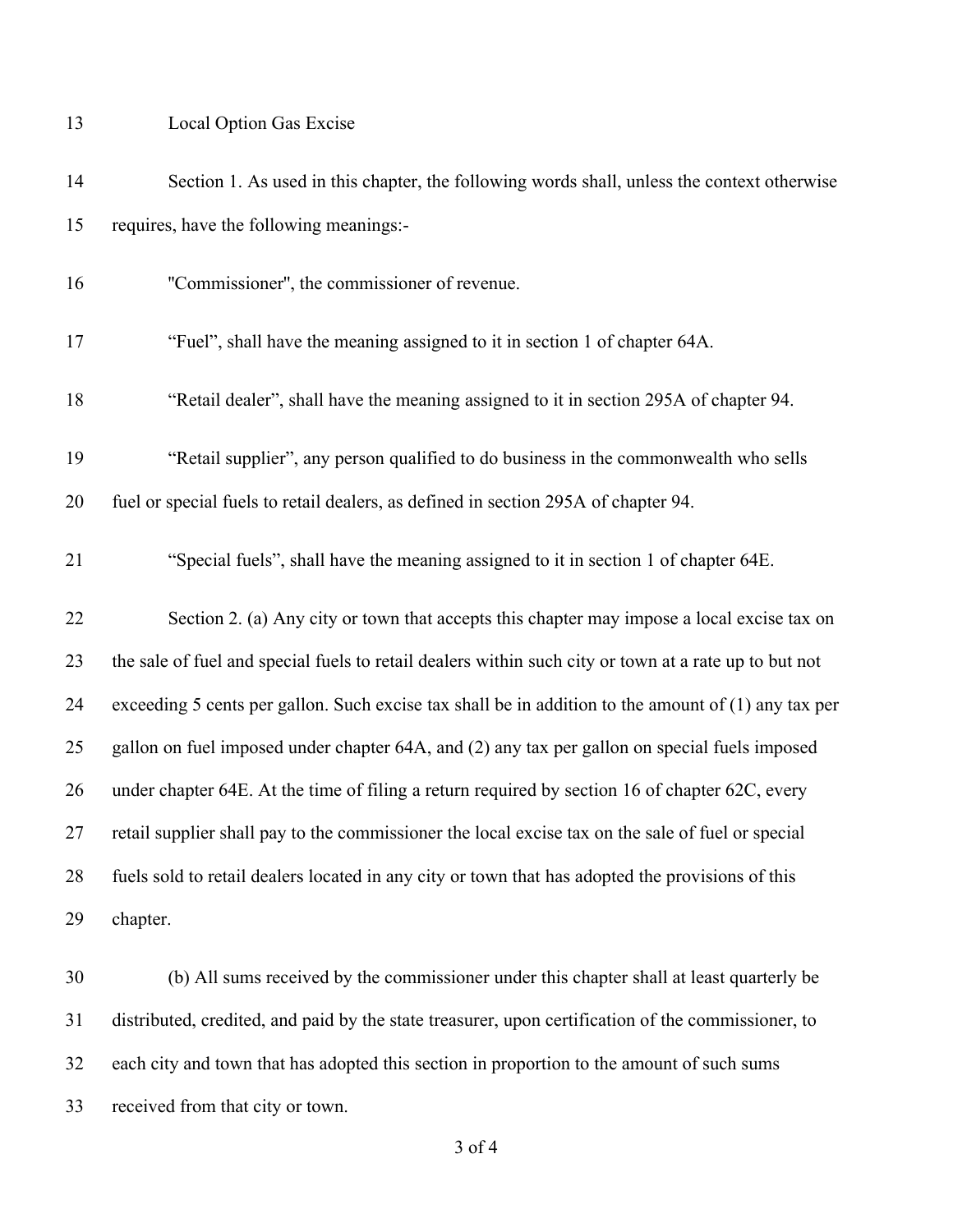Local Option Gas Excise

Section 1. As used in this chapter, the following words shall, unless the context otherwise requires, have the following meanings:-

"Commissioner", the commissioner of revenue.

“Fuel”, shall have the meaning assigned to it in section 1 of chapter 64A.

“Retail dealer”, shall have the meaning assigned to it in section 295A of chapter 94.

“Retail supplier”, any person qualified to do business in the commonwealth who sells fuel or special fuels to retail dealers, as defined in section 295A of chapter 94.

“Special fuels”, shall have the meaning assigned to it in section 1 of chapter 64E.

Section 2. (a) Any city or town that accepts this chapter may impose a local excise tax on the sale of fuel and special fuels to retail dealers within such city or town at a rate up to but not exceeding 5 cents per gallon. Such excise tax shall be in addition to the amount of (1) any tax per gallon on fuel imposed under chapter 64A, and (2) any tax per gallon on special fuels imposed under chapter 64E. At the time of filing a return required by section 16 of chapter 62C, every retail supplier shall pay to the commissioner the local excise tax on the sale of fuel or special fuels sold to retail dealers located in any city or town that has adopted the provisions of this chapter.

(b) All sums received by the commissioner under this chapter shall at least quarterly be distributed, credited, and paid by the state treasurer, upon certification of the commissioner, to each city and town that has adopted this section in proportion to the amount of such sums received from that city or town.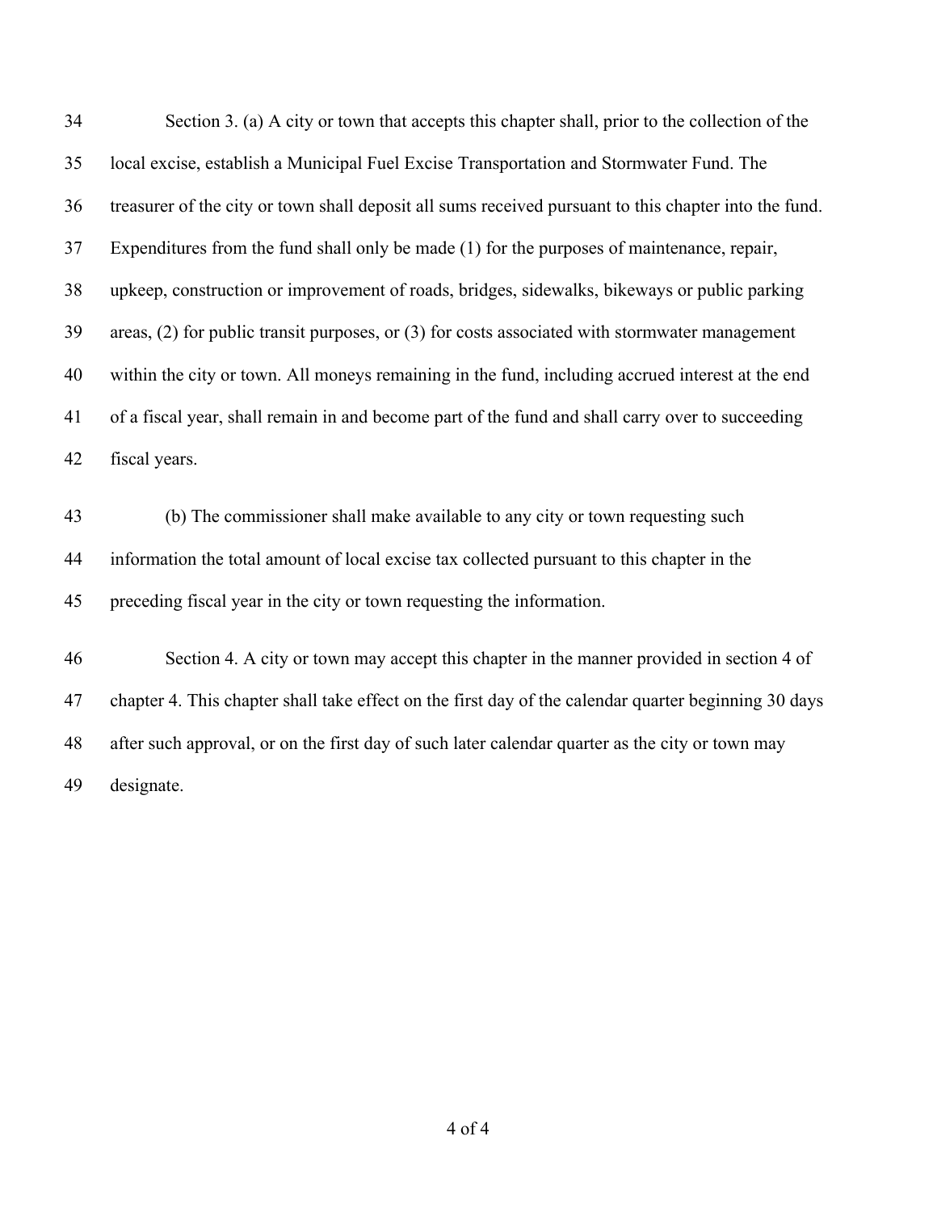Section 3. (a) A city or town that accepts this chapter shall, prior to the collection of the local excise, establish a Municipal Fuel Excise Transportation and Stormwater Fund. The treasurer of the city or town shall deposit all sums received pursuant to this chapter into the fund. Expenditures from the fund shall only be made (1) for the purposes of maintenance, repair, upkeep, construction or improvement of roads, bridges, sidewalks, bikeways or public parking areas, (2) for public transit purposes, or (3) for costs associated with stormwater management within the city or town. All moneys remaining in the fund, including accrued interest at the end of a fiscal year, shall remain in and become part of the fund and shall carry over to succeeding fiscal years.

(b) The commissioner shall make available to any city or town requesting such information the total amount of local excise tax collected pursuant to this chapter in the preceding fiscal year in the city or town requesting the information.

Section 4. A city or town may accept this chapter in the manner provided in section 4 of chapter 4. This chapter shall take effect on the first day of the calendar quarter beginning 30 days after such approval, or on the first day of such later calendar quarter as the city or town may designate.